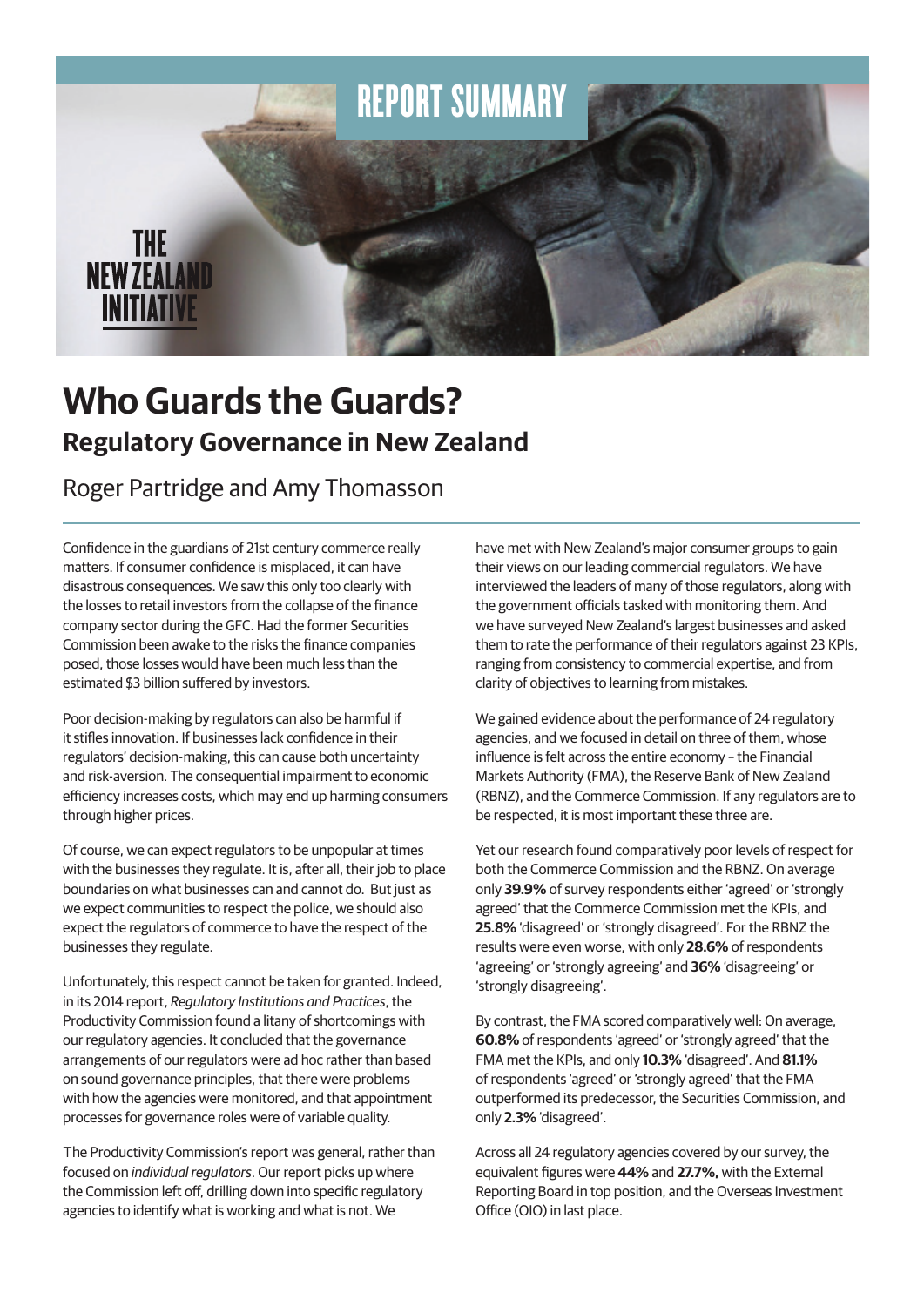REPORT SUMMARY

THE NEW ZEALAND INITIATIVE

# Who Guards the Guards?

## Regulatory Governance in New Zealand

Roger Partridge and Amy Thomasson

Confidence in the guardians of 21st century commerce really matters. If consumer confidence is misplaced, it can have disastrous consequences. We saw this only too clearly with the losses to retail investors from the collapse of the finance company sector during the GFC. Had the former Securities Commission been awake to the risks the finance companies posed, those losses would have been much less than the estimated $3 billion suffered by investors.

Poor decision-making by regulators can also be harmful if it stifles innovation. If businesses lack confidence in their regulators' decision-making, this can cause both uncertainty and risk-aversion. The consequential impairment to economic efficiency increases costs, which may end up harming consumers through higher prices.

Of course, we can expect regulators to be unpopular at times with the businesses they regulate. It is, after all, their job to place boundaries on what businesses can and cannot do. But just as we expect communities to respect the police, we should also expect the regulators of commerce to have the respect of the businesses they regulate.

Unfortunately, this respect cannot be taken for granted. Indeed, in its 2014 report, *Regulatory Institutions and Practices*, the Productivity Commission found a litany of shortcomings with our regulatory agencies. It concluded that the governance arrangements of our regulators were ad hoc rather than based on sound governance principles, that there were problems with how the agencies were monitored, and that appointment processes for governance roles were of variable quality.

The Productivity Commission's report was general, rather than focused on *individual regulators*. Our report picks up where the Commission left off, drilling down into specific regulatory agencies to identify what is working and what is not. We have met with New Zealand's major consumer groups to gain their views on our leading commercial regulators. We have interviewed the leaders of many of those regulators, along with the government officials tasked with monitoring them. And we have surveyed New Zealand's largest businesses and asked them to rate the performance of their regulators against 23 KPIs, ranging from consistency to commercial expertise, and from clarity of objectives to learning from mistakes.

We gained evidence about the performance of 24 regulatory agencies, and we focused in detail on three of them, whose influence is felt across the entire economy – the Financial Markets Authority (FMA), the Reserve Bank of New Zealand (RBNZ), and the Commerce Commission. If any regulators are to be respected, it is most important these three are.

Yet our research found comparatively poor levels of respect for both the Commerce Commission and the RBNZ. On average only **39.9%** of survey respondents either 'agreed' or 'strongly agreed' that the Commerce Commission met the KPIs, and **25.8%** 'disagreed' or 'strongly disagreed'. For the RBNZ the results were even worse, with only **28.6%** of respondents 'agreeing' or 'strongly agreeing' and **36%** 'disagreeing' or 'strongly disagreeing'.

By contrast, the FMA scored comparatively well: On average, **60.8%** of respondents 'agreed' or 'strongly agreed' that the FMA met the KPIs, and only **10.3%** 'disagreed'. And **81.1%** of respondents 'agreed' or 'strongly agreed' that the FMA outperformed its predecessor, the Securities Commission, and only **2.3%** 'disagreed'.

Across all 24 regulatory agencies covered by our survey, the equivalent figures were **44%** and **27.7%,** with the External Reporting Board in top position, and the Overseas Investment Office (OIO) in last place.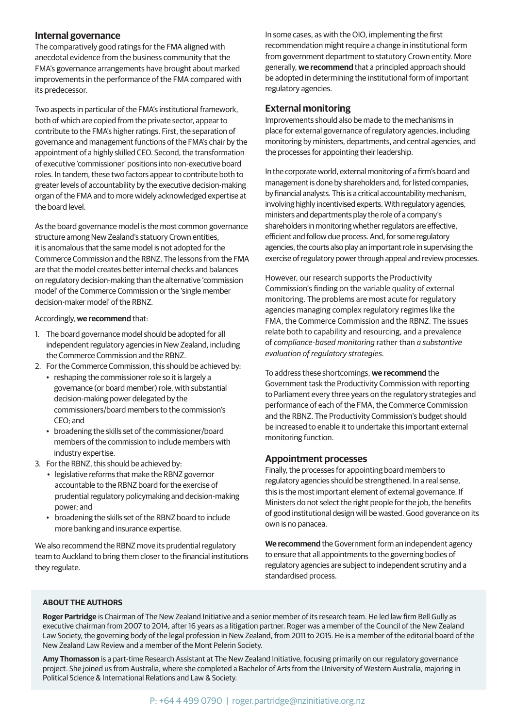## Internal governance

The comparatively good ratings for the FMA aligned with anecdotal evidence from the business community that the FMA's governance arrangements have brought about marked improvements in the performance of the FMA compared with its predecessor.

Two aspects in particular of the FMA's institutional framework, both of which are copied from the private sector, appear to contribute to the FMA's higher ratings. First, the separation of governance and management functions of the FMA's chair by the appointment of a highly skilled CEO. Second, the transformation of executive 'commissioner' positions into non-executive board roles. In tandem, these two factors appear to contribute both to greater levels of accountability by the executive decision-making organ of the FMA and to more widely acknowledged expertise at the board level.

As the board governance model is the most common governance structure among New Zealand's statuory Crown entities, it is anomalous that the same model is not adopted for the Commerce Commission and the RBNZ. The lessons from the FMA are that the model creates better internal checks and balances on regulatory decision-making than the alternative 'commission model' of the Commerce Commission or the 'single member decision-maker model' of the RBNZ.

Accordingly, **we recommend** that:

1. The board governance model should be adopted for all independent regulatory agencies in New Zealand, including the Commerce Commission and the RBNZ.
2. For the Commerce Commission, this should be achieved by:
   - reshaping the commissioner role so it is largely a governance (or board member) role, with substantial decision-making power delegated by the commissioners/board members to the commission's CEO; and
   - broadening the skills set of the commissioner/board members of the commission to include members with industry expertise.
3. For the RBNZ, this should be achieved by:
   - legislative reforms that make the RBNZ governor accountable to the RBNZ board for the exercise of prudential regulatory policymaking and decision-making power; and
   - broadening the skills set of the RBNZ board to include more banking and insurance expertise.

We also recommend the RBNZ move its prudential regulatory team to Auckland to bring them closer to the financial institutions they regulate.

In some cases, as with the OIO, implementing the first recommendation might require a change in institutional form from government department to statutory Crown entity. More generally, **we recommend** that a principled approach should be adopted in determining the institutional form of important regulatory agencies.

## External monitoring

Improvements should also be made to the mechanisms in place for external governance of regulatory agencies, including monitoring by ministers, departments, and central agencies, and the processes for appointing their leadership.

In the corporate world, external monitoring of a firm's board and management is done by shareholders and, for listed companies, by financial analysts. This is a critical accountability mechanism, involving highly incentivised experts. With regulatory agencies, ministers and departments play the role of a company's shareholders in monitoring whether regulators are effective, efficient and follow due process. And, for some regulatory agencies, the courts also play an important role in supervising the exercise of regulatory power through appeal and review processes.

However, our research supports the Productivity Commission's finding on the variable quality of external monitoring. The problems are most acute for regulatory agencies managing complex regulatory regimes like the FMA, the Commerce Commission and the RBNZ. The issues relate both to capability and resourcing, and a prevalence of *compliance-based monitoring* rather than *a substantive evaluation of regulatory strategies*.

To address these shortcomings, **we recommend** the Government task the Productivity Commission with reporting to Parliament every three years on the regulatory strategies and performance of each of the FMA, the Commerce Commission and the RBNZ. The Productivity Commission's budget should be increased to enable it to undertake this important external monitoring function.

## Appointment processes

Finally, the processes for appointing board members to regulatory agencies should be strengthened. In a real sense, this is the most important element of external governance. If Ministers do not select the right people for the job, the benefits of good institutional design will be wasted. Good goverance on its own is no panacea.

**We recommend** the Government form an independent agency to ensure that all appointments to the governing bodies of regulatory agencies are subject to independent scrutiny and a standardised process.

**ABOUT THE AUTHORS**

**Roger Partridge** is Chairman of The New Zealand Initiative and a senior member of its research team. He led law firm Bell Gully as executive chairman from 2007 to 2014, after 16 years as a litigation partner. Roger was a member of the Council of the New Zealand Law Society, the governing body of the legal profession in New Zealand, from 2011 to 2015. He is a member of the editorial board of the New Zealand Law Review and a member of the Mont Pelerin Society.

**Amy Thomasson** is a part-time Research Assistant at The New Zealand Initiative, focusing primarily on our regulatory governance project. She joined us from Australia, where she completed a Bachelor of Arts from the University of Western Australia, majoring in Political Science & International Relations and Law & Society.

P: +64 4 499 0790 | roger.partridge@nzinitiative.org.nz